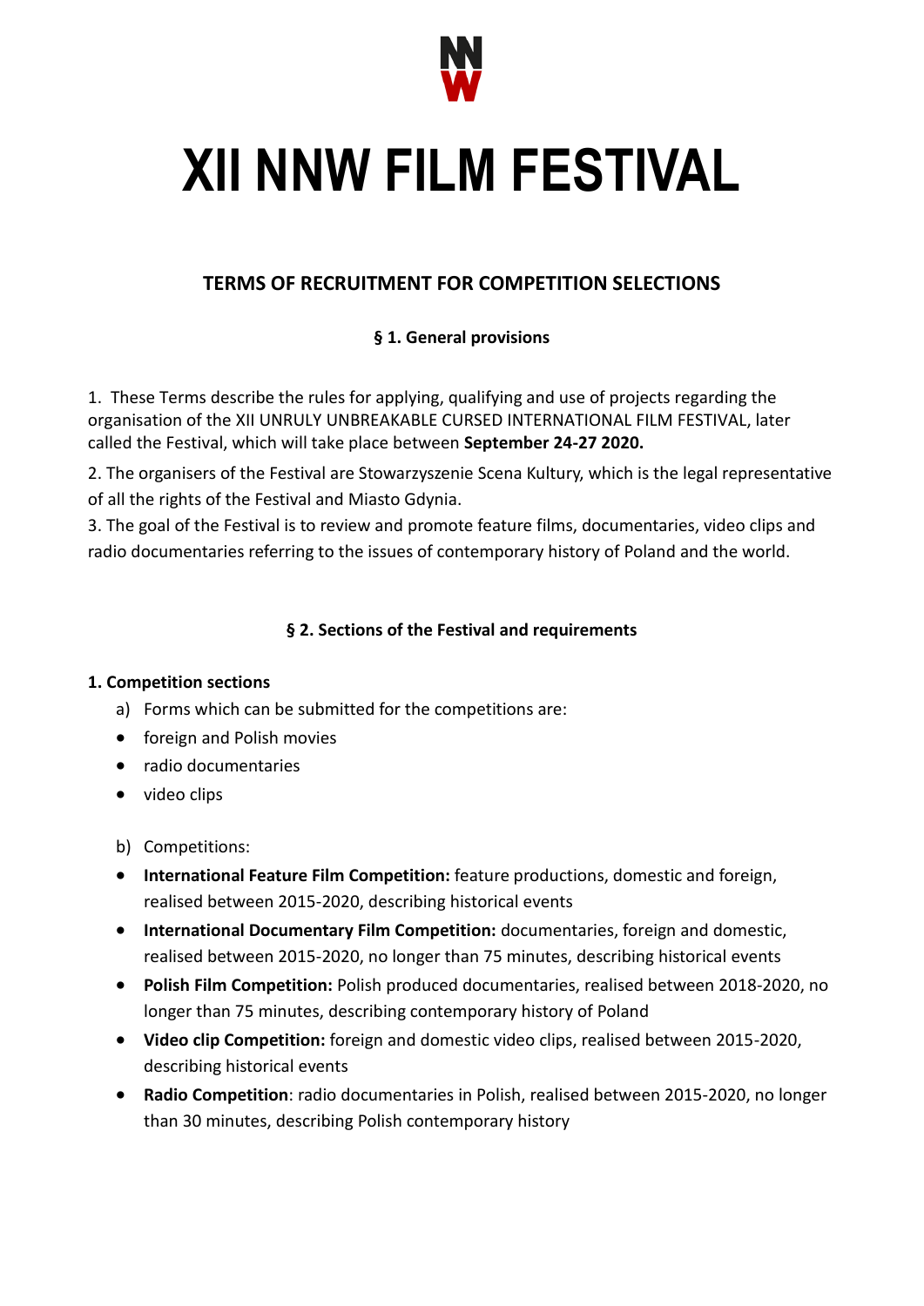# XII NNW FILM FESTIVAL

## TERMS OF RECRUITMENT FOR COMPETITION SELECTIONS

### § 1. General provisions

1. These Terms describe the rules for applying, qualifying and use of projects regarding the organisation of the XII UNRULY UNBREAKABLE CURSED INTERNATIONAL FILM FESTIVAL, later called the Festival, which will take place between **September 24-27 2020.**

2. The organisers of the Festival are Stowarzyszenie Scena Kultury, which is the legal representative of all the rights of the Festival and Miasto Gdynia.

3. The goal of the Festival is to review and promote feature films, documentaries, video clips and radio documentaries referring to the issues of contemporary history of Poland and the world.

### § 2. Sections of the Festival and requirements

**1. Competition sections**

a) Forms which can be submitted for the competitions are:

- foreign and Polish movies
- radio documentaries
- video clips

b) Competitions:

- **International Feature Film Competition:** feature productions, domestic and foreign, realised between 2015-2020, describing historical events
- **International Documentary Film Competition:** documentaries, foreign and domestic, realised between 2015-2020, no longer than 75 minutes, describing historical events
- **Polish Film Competition:** Polish produced documentaries, realised between 2018-2020, no longer than 75 minutes, describing contemporary history of Poland
- **Video clip Competition:** foreign and domestic video clips, realised between 2015-2020, describing historical events
- **Radio Competition**: radio documentaries in Polish, realised between 2015-2020, no longer than 30 minutes, describing Polish contemporary history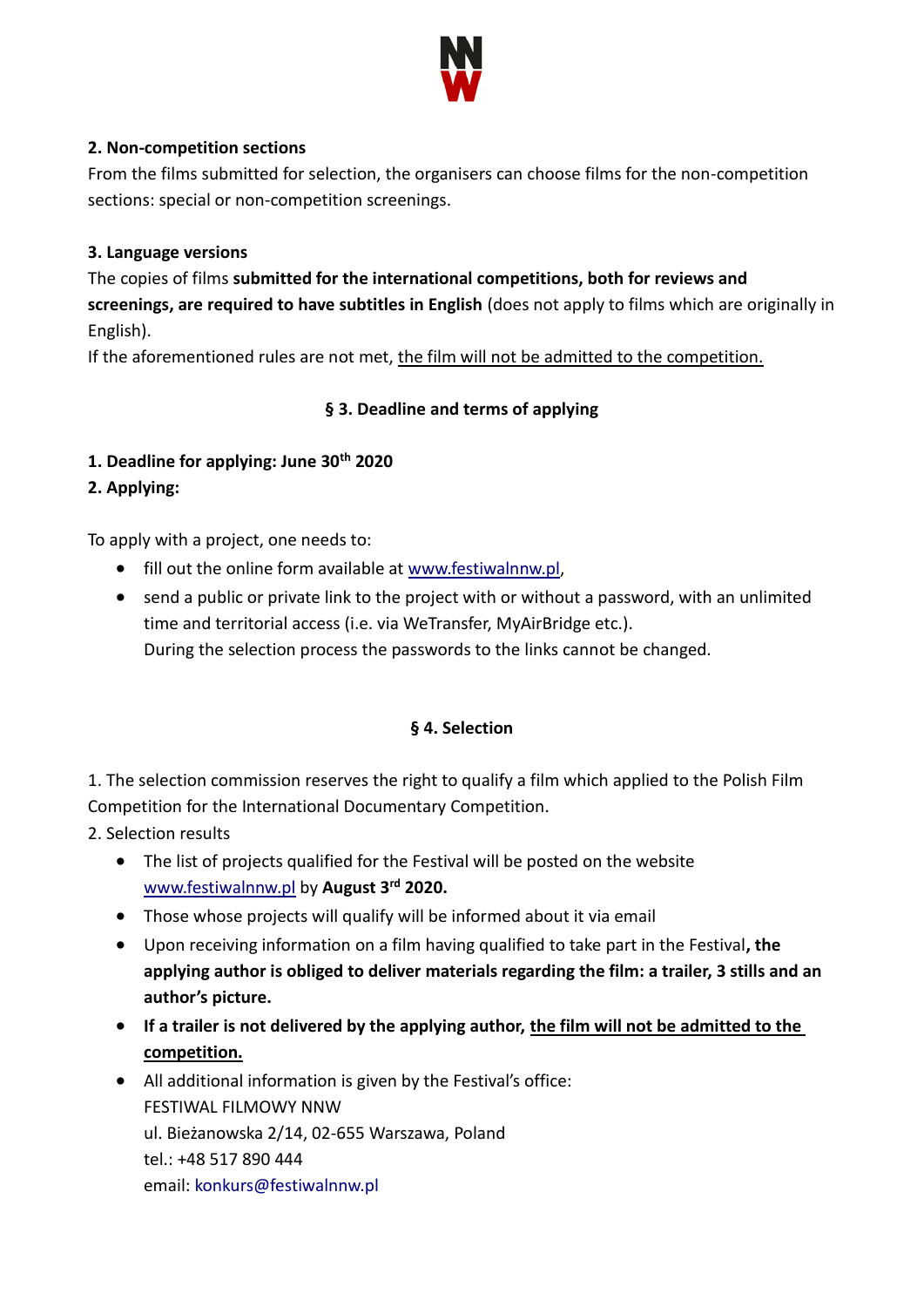**2. Non-competition sections**

From the films submitted for selection, the organisers can choose films for the non-competition sections: special or non-competition screenings.

**3. Language versions**

The copies of films **submitted for the international competitions, both for reviews and screenings, are required to have subtitles in English** (does not apply to films which are originally in English).

If the aforementioned rules are not met, the film will not be admitted to the competition.

## § 3. Deadline and terms of applying

**1. Deadline for applying: June 30th 2020**

**2. Applying:**

To apply with a project, one needs to:

- fill out the online form available at www.festiwalnnw.pl,
- send a public or private link to the project with or without a password, with an unlimited time and territorial access (i.e. via WeTransfer, MyAirBridge etc.).
  During the selection process the passwords to the links cannot be changed.

## § 4. Selection

1. The selection commission reserves the right to qualify a film which applied to the Polish Film Competition for the International Documentary Competition.
2. Selection results
   - The list of projects qualified for the Festival will be posted on the website www.festiwalnnw.pl by **August 3rd 2020.**
   - Those whose projects will qualify will be informed about it via email
   - Upon receiving information on a film having qualified to take part in the Festival**, the applying author is obliged to deliver materials regarding the film: a trailer, 3 stills and an author's picture.**
   - **If a trailer is not delivered by the applying author, the film will not be admitted to the competition.**
   - All additional information is given by the Festival's office:
     FESTIWAL FILMOWY NNW
     ul. Bieżanowska 2/14, 02-655 Warszawa, Poland
     tel.: +48 517 890 444
     email: konkurs@festiwalnnw.pl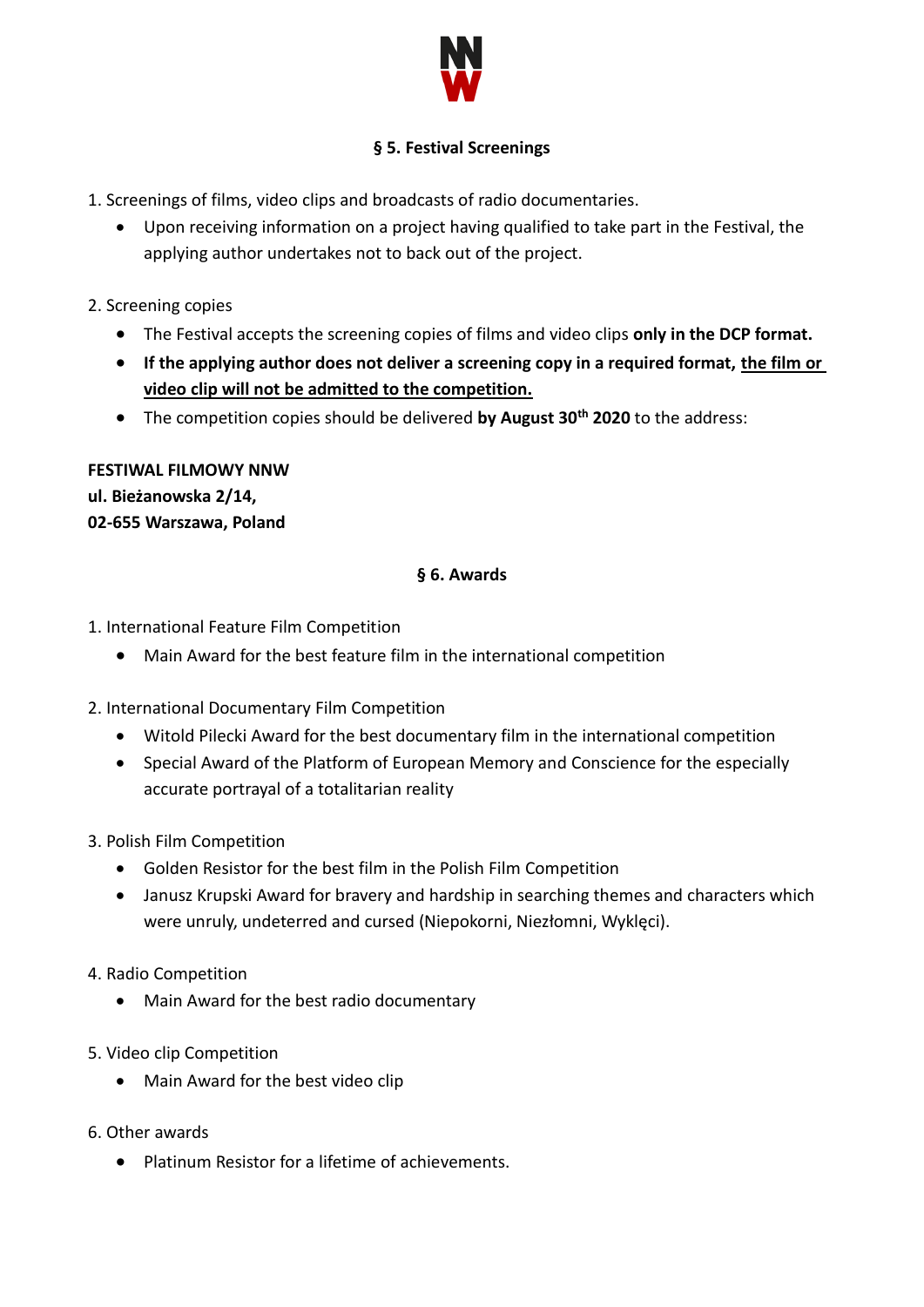## § 5. Festival Screenings

1. Screenings of films, video clips and broadcasts of radio documentaries.
   - Upon receiving information on a project having qualified to take part in the Festival, the applying author undertakes not to back out of the project.

2. Screening copies
   - The Festival accepts the screening copies of films and video clips **only in the DCP format.**
   - **If the applying author does not deliver a screening copy in a required format, <u>the film or video clip will not be admitted to the competition.</u>**
   - The competition copies should be delivered **by August 30th 2020** to the address:

**FESTIWAL FILMOWY NNW**
**ul. Bieżanowska 2/14,**
**02-655 Warszawa, Poland**

## § 6. Awards

1. International Feature Film Competition
   - Main Award for the best feature film in the international competition

2. International Documentary Film Competition
   - Witold Pilecki Award for the best documentary film in the international competition
   - Special Award of the Platform of European Memory and Conscience for the especially accurate portrayal of a totalitarian reality

3. Polish Film Competition
   - Golden Resistor for the best film in the Polish Film Competition
   - Janusz Krupski Award for bravery and hardship in searching themes and characters which were unruly, undeterred and cursed (Niepokorni, Niezłomni, Wyklęci).

4. Radio Competition
   - Main Award for the best radio documentary

5. Video clip Competition
   - Main Award for the best video clip

6. Other awards
   - Platinum Resistor for a lifetime of achievements.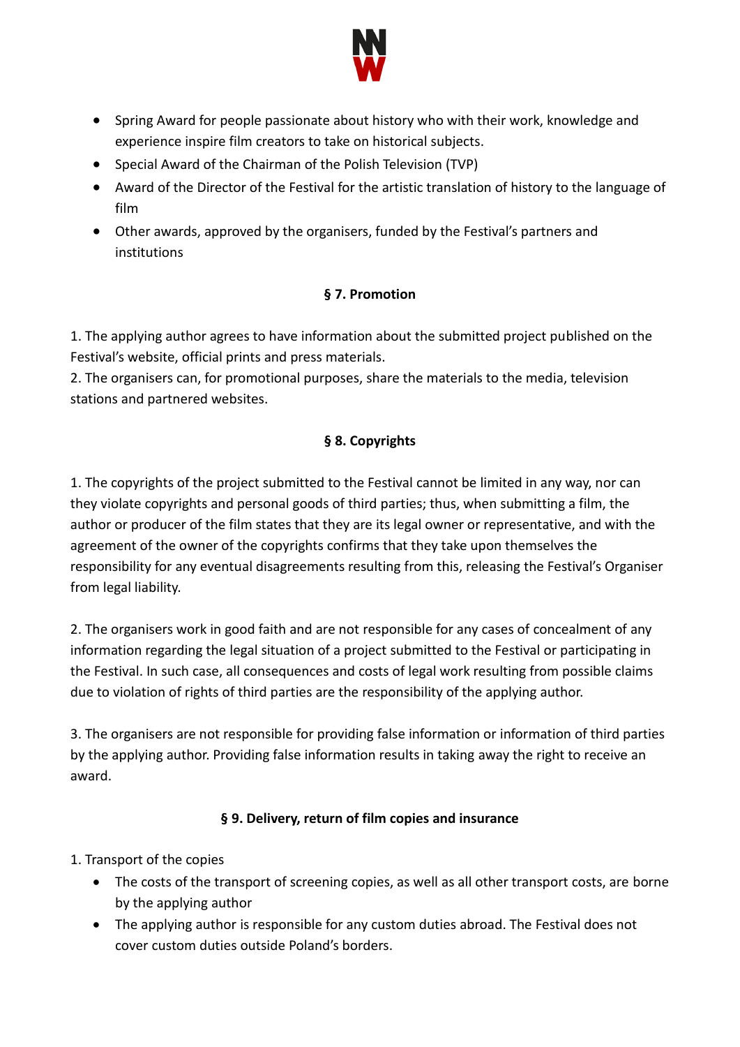- Spring Award for people passionate about history who with their work, knowledge and experience inspire film creators to take on historical subjects.
- Special Award of the Chairman of the Polish Television (TVP)
- Award of the Director of the Festival for the artistic translation of history to the language of film
- Other awards, approved by the organisers, funded by the Festival's partners and institutions

## § 7. Promotion

1. The applying author agrees to have information about the submitted project published on the Festival's website, official prints and press materials.
2. The organisers can, for promotional purposes, share the materials to the media, television stations and partnered websites.

## § 8. Copyrights

1. The copyrights of the project submitted to the Festival cannot be limited in any way, nor can they violate copyrights and personal goods of third parties; thus, when submitting a film, the author or producer of the film states that they are its legal owner or representative, and with the agreement of the owner of the copyrights confirms that they take upon themselves the responsibility for any eventual disagreements resulting from this, releasing the Festival's Organiser from legal liability.

2. The organisers work in good faith and are not responsible for any cases of concealment of any information regarding the legal situation of a project submitted to the Festival or participating in the Festival. In such case, all consequences and costs of legal work resulting from possible claims due to violation of rights of third parties are the responsibility of the applying author.

3. The organisers are not responsible for providing false information or information of third parties by the applying author. Providing false information results in taking away the right to receive an award.

## § 9. Delivery, return of film copies and insurance

1. Transport of the copies
   - The costs of the transport of screening copies, as well as all other transport costs, are borne by the applying author
   - The applying author is responsible for any custom duties abroad. The Festival does not cover custom duties outside Poland's borders.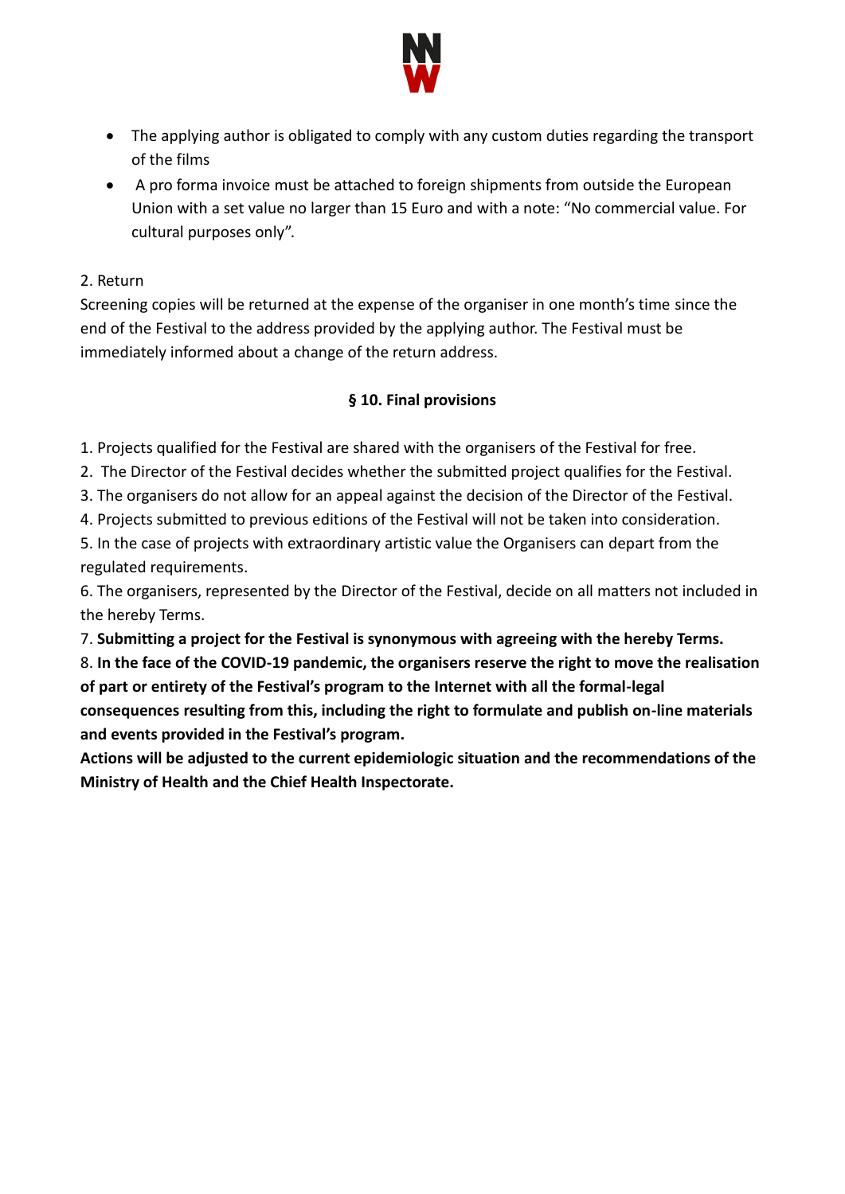- The applying author is obligated to comply with any custom duties regarding the transport of the films
- A pro forma invoice must be attached to foreign shipments from outside the European Union with a set value no larger than 15 Euro and with a note: "No commercial value. For cultural purposes only".

2. Return

Screening copies will be returned at the expense of the organiser in one month's time since the end of the Festival to the address provided by the applying author. The Festival must be immediately informed about a change of the return address.

## § 10. Final provisions

1. Projects qualified for the Festival are shared with the organisers of the Festival for free.
2. The Director of the Festival decides whether the submitted project qualifies for the Festival.
3. The organisers do not allow for an appeal against the decision of the Director of the Festival.
4. Projects submitted to previous editions of the Festival will not be taken into consideration.
5. In the case of projects with extraordinary artistic value the Organisers can depart from the regulated requirements.
6. The organisers, represented by the Director of the Festival, decide on all matters not included in the hereby Terms.
7. **Submitting a project for the Festival is synonymous with agreeing with the hereby Terms.**
8. **In the face of the COVID-19 pandemic, the organisers reserve the right to move the realisation of part or entirety of the Festival's program to the Internet with all the formal-legal consequences resulting from this, including the right to formulate and publish on-line materials and events provided in the Festival's program.**

**Actions will be adjusted to the current epidemiologic situation and the recommendations of the Ministry of Health and the Chief Health Inspectorate.**